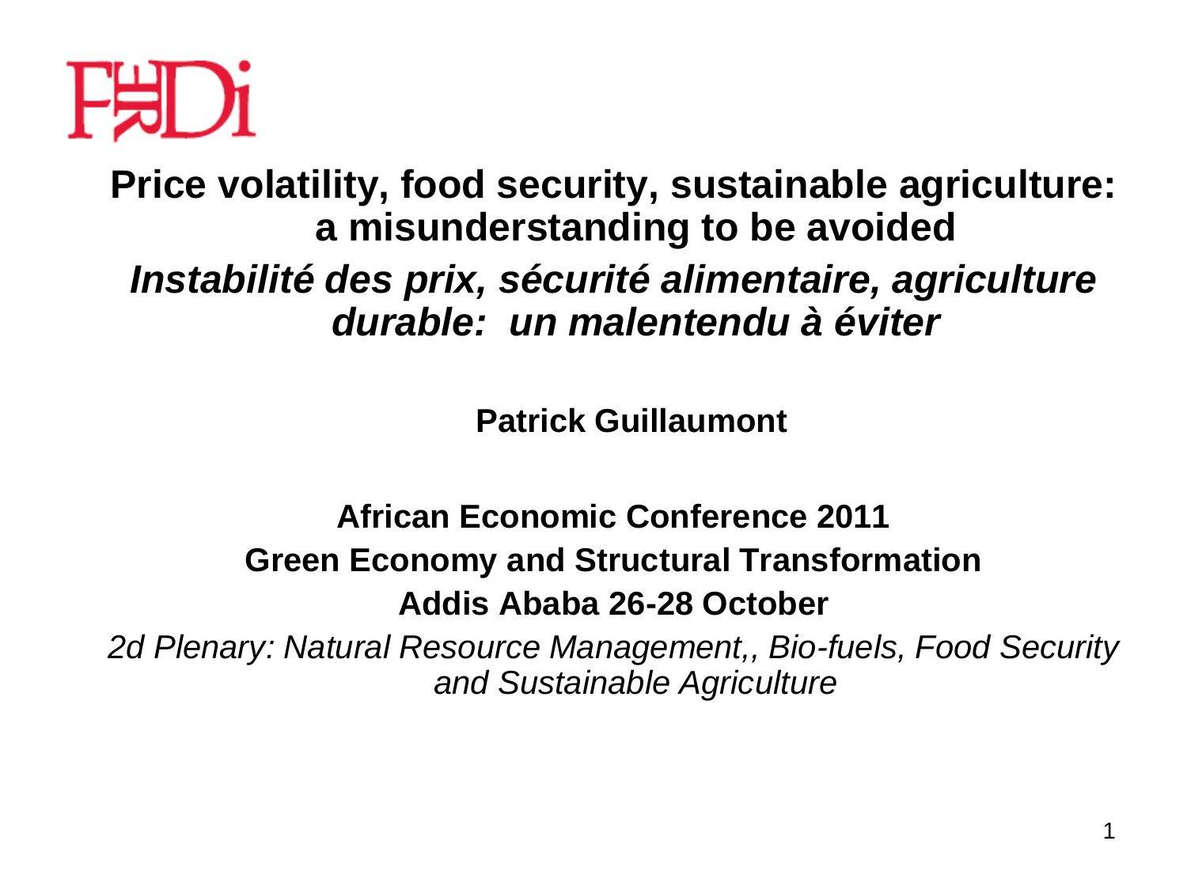# Price volatility, food security, sustainable agriculture: a misunderstanding to be avoided

## *Instabilité des prix, sécurité alimentaire, agriculture durable: un malentendu à éviter*

**Patrick Guillaumont**

**African Economic Conference 2011**

**Green Economy and Structural Transformation**

**Addis Ababa 26-28 October**

*2d Plenary: Natural Resource Management,, Bio-fuels, Food Security and Sustainable Agriculture*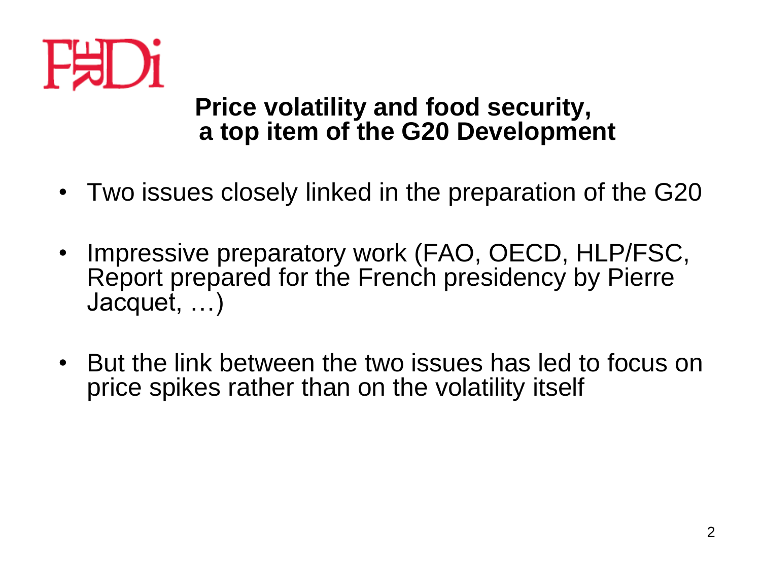## Price volatility and food security, a top item of the G20 Development

- Two issues closely linked in the preparation of the G20
- Impressive preparatory work (FAO, OECD, HLP/FSC, Report prepared for the French presidency by Pierre Jacquet, …)
- But the link between the two issues has led to focus on price spikes rather than on the volatility itself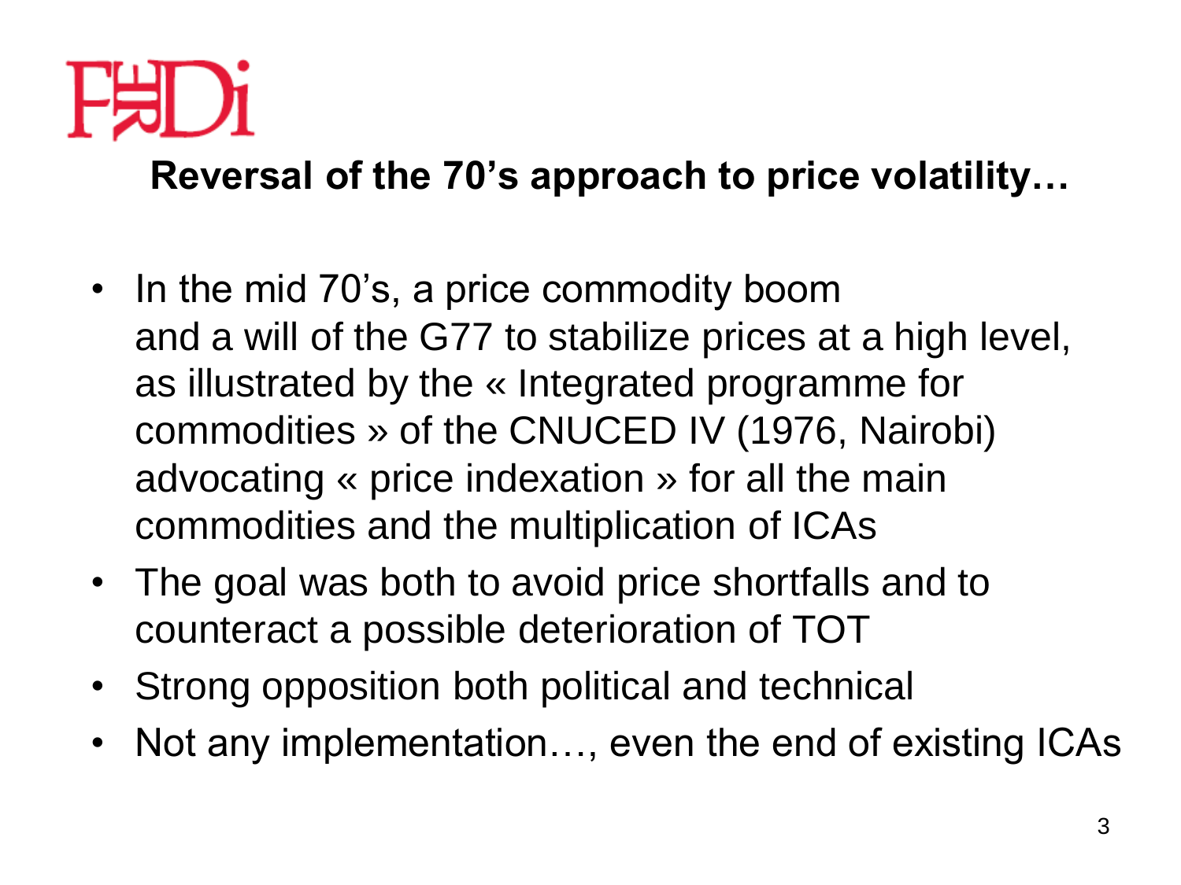## Reversal of the 70's approach to price volatility…

- In the mid 70's, a price commodity boom and a will of the G77 to stabilize prices at a high level, as illustrated by the « Integrated programme for commodities » of the CNUCED IV (1976, Nairobi) advocating « price indexation » for all the main commodities and the multiplication of ICAs
- The goal was both to avoid price shortfalls and to counteract a possible deterioration of TOT
- Strong opposition both political and technical
- Not any implementation…, even the end of existing ICAs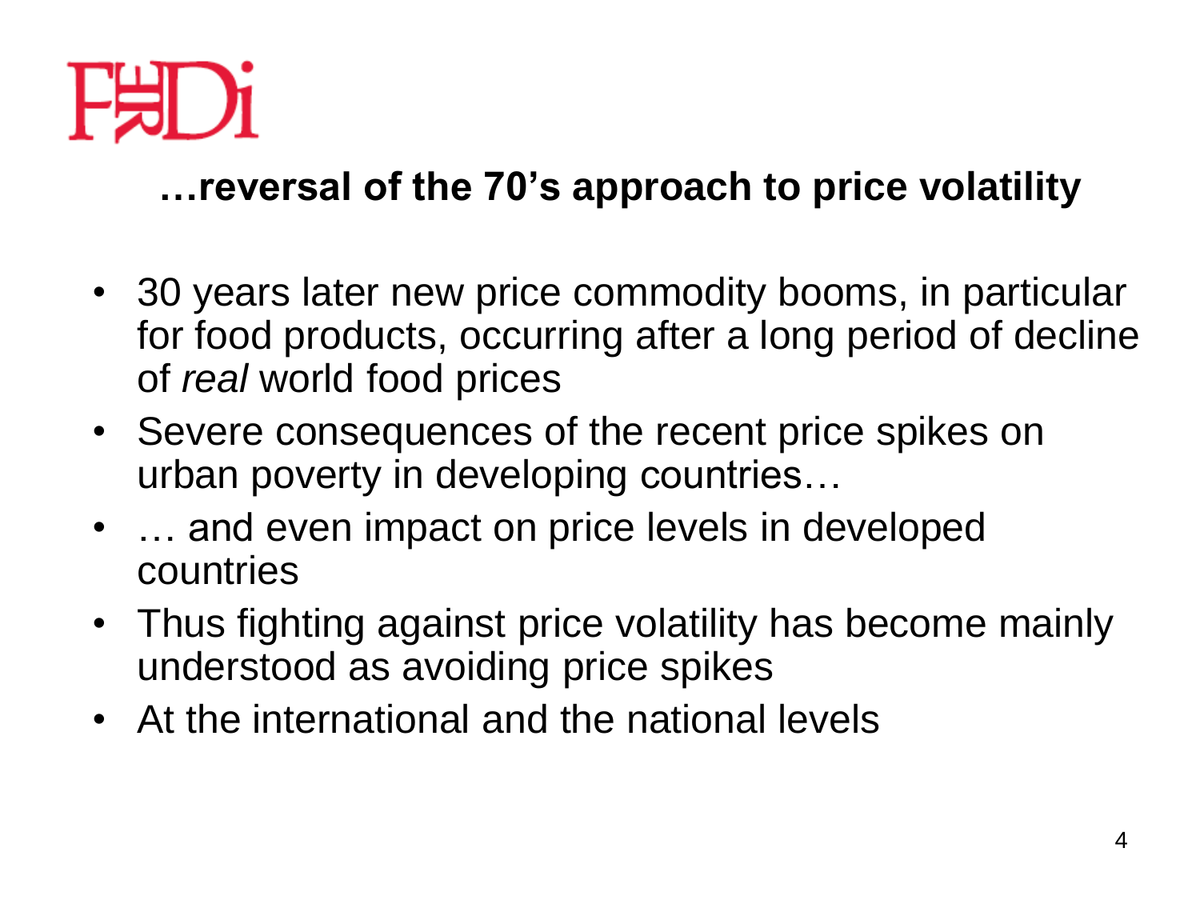## …reversal of the 70's approach to price volatility

- 30 years later new price commodity booms, in particular for food products, occurring after a long period of decline of *real* world food prices
- Severe consequences of the recent price spikes on urban poverty in developing countries…
- … and even impact on price levels in developed countries
- Thus fighting against price volatility has become mainly understood as avoiding price spikes
- At the international and the national levels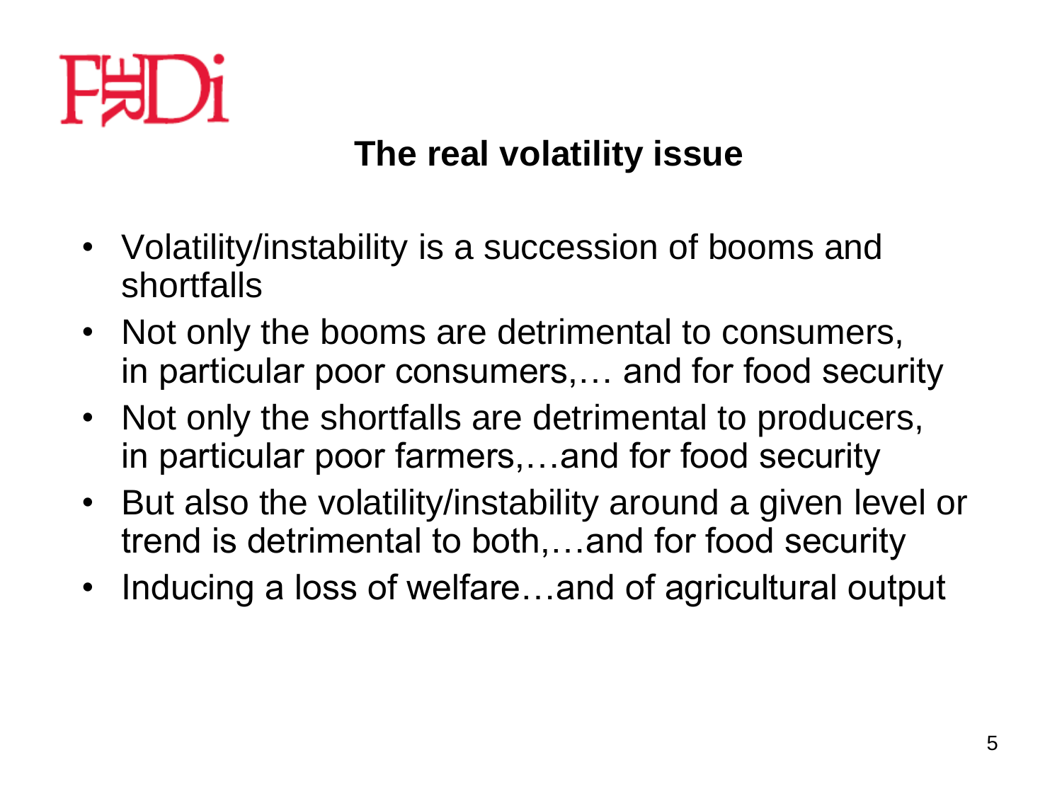## The real volatility issue

- Volatility/instability is a succession of booms and shortfalls
- Not only the booms are detrimental to consumers, in particular poor consumers,… and for food security
- Not only the shortfalls are detrimental to producers, in particular poor farmers,…and for food security
- But also the volatility/instability around a given level or trend is detrimental to both,…and for food security
- Inducing a loss of welfare…and of agricultural output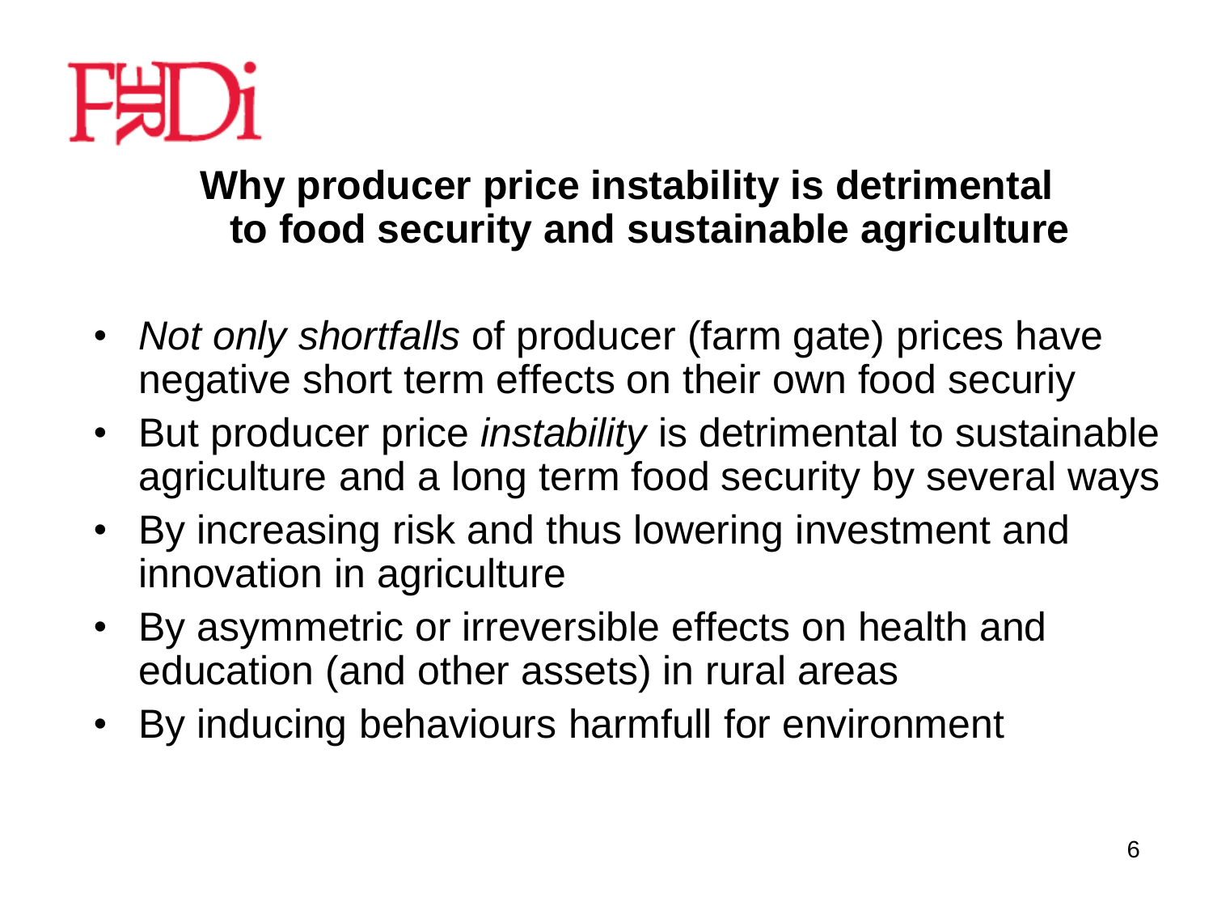## Why producer price instability is detrimental to food security and sustainable agriculture

- *Not only shortfalls* of producer (farm gate) prices have negative short term effects on their own food securiy
- But producer price *instability* is detrimental to sustainable agriculture and a long term food security by several ways
- By increasing risk and thus lowering investment and innovation in agriculture
- By asymmetric or irreversible effects on health and education (and other assets) in rural areas
- By inducing behaviours harmfull for environment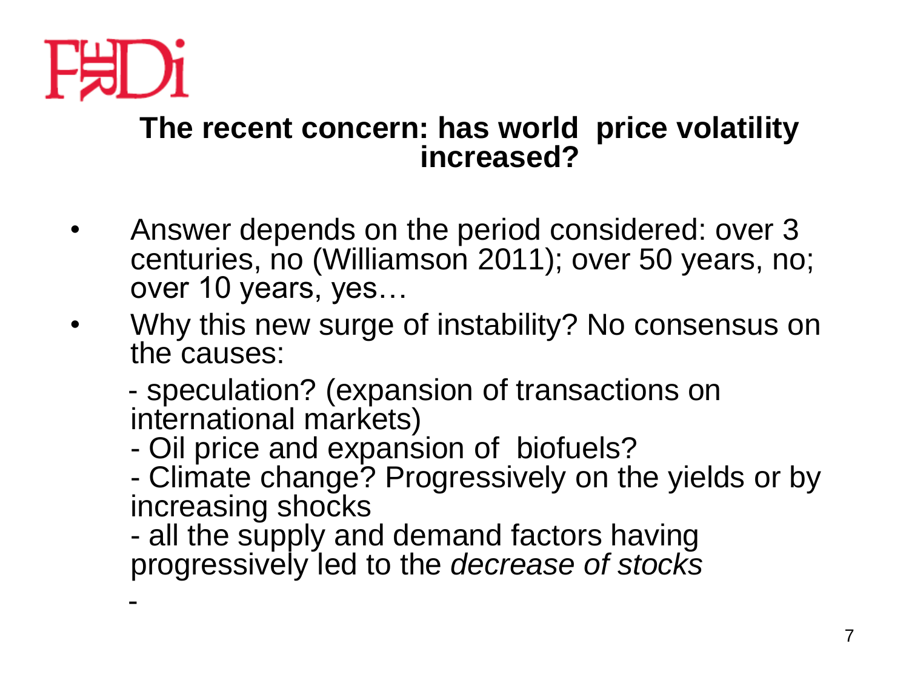## The recent concern: has world price volatility increased?

- Answer depends on the period considered: over 3 centuries, no (Williamson 2011); over 50 years, no; over 10 years, yes…
- Why this new surge of instability? No consensus on the causes:
  - speculation? (expansion of transactions on international markets)
  - Oil price and expansion of biofuels?
  - Climate change? Progressively on the yields or by increasing shocks
  - all the supply and demand factors having progressively led to the *decrease of stocks*
  -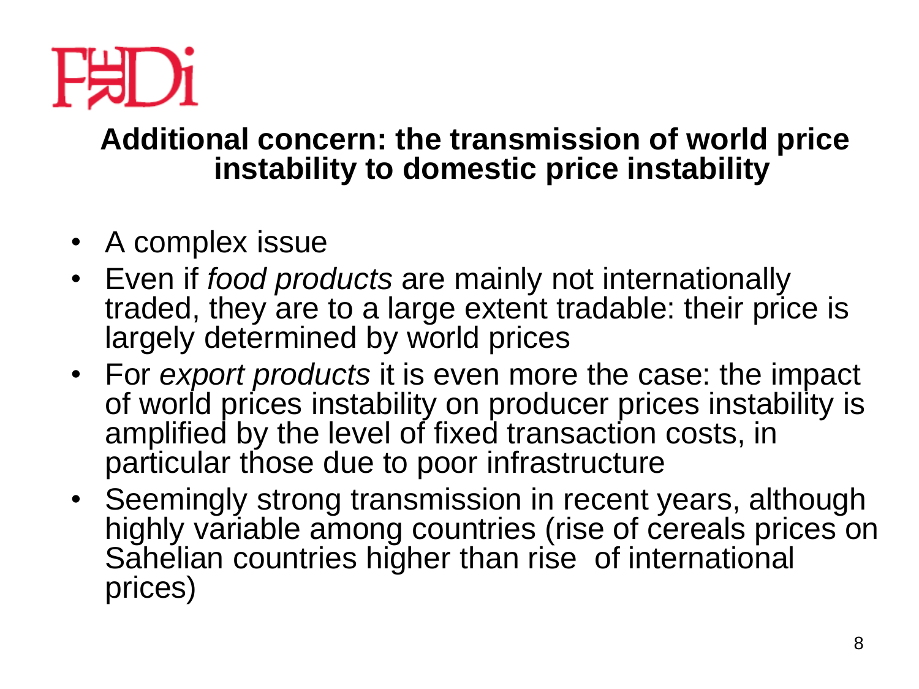## Additional concern: the transmission of world price instability to domestic price instability

- A complex issue
- Even if *food products* are mainly not internationally traded, they are to a large extent tradable: their price is largely determined by world prices
- For *export products* it is even more the case: the impact of world prices instability on producer prices instability is amplified by the level of fixed transaction costs, in particular those due to poor infrastructure
- Seemingly strong transmission in recent years, although highly variable among countries (rise of cereals prices on Sahelian countries higher than rise of international prices)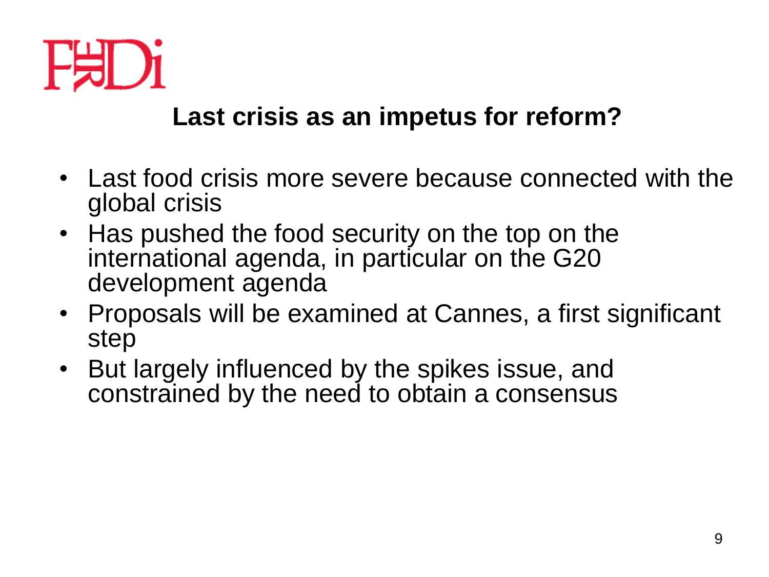## Last crisis as an impetus for reform?

- Last food crisis more severe because connected with the global crisis
- Has pushed the food security on the top on the international agenda, in particular on the G20 development agenda
- Proposals will be examined at Cannes, a first significant step
- But largely influenced by the spikes issue, and constrained by the need to obtain a consensus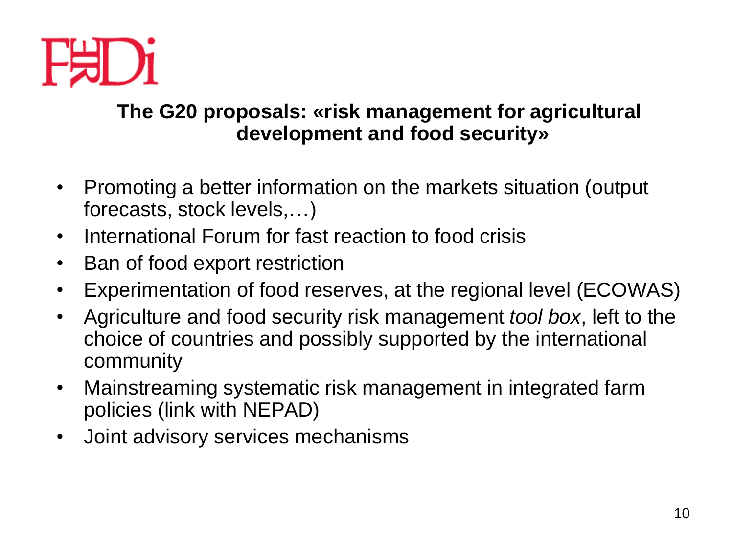FERDi

## The G20 proposals: «risk management for agricultural development and food security»

- Promoting a better information on the markets situation (output forecasts, stock levels,…)
- International Forum for fast reaction to food crisis
- Ban of food export restriction
- Experimentation of food reserves, at the regional level (ECOWAS)
- Agriculture and food security risk management *tool box*, left to the choice of countries and possibly supported by the international community
- Mainstreaming systematic risk management in integrated farm policies (link with NEPAD)
- Joint advisory services mechanisms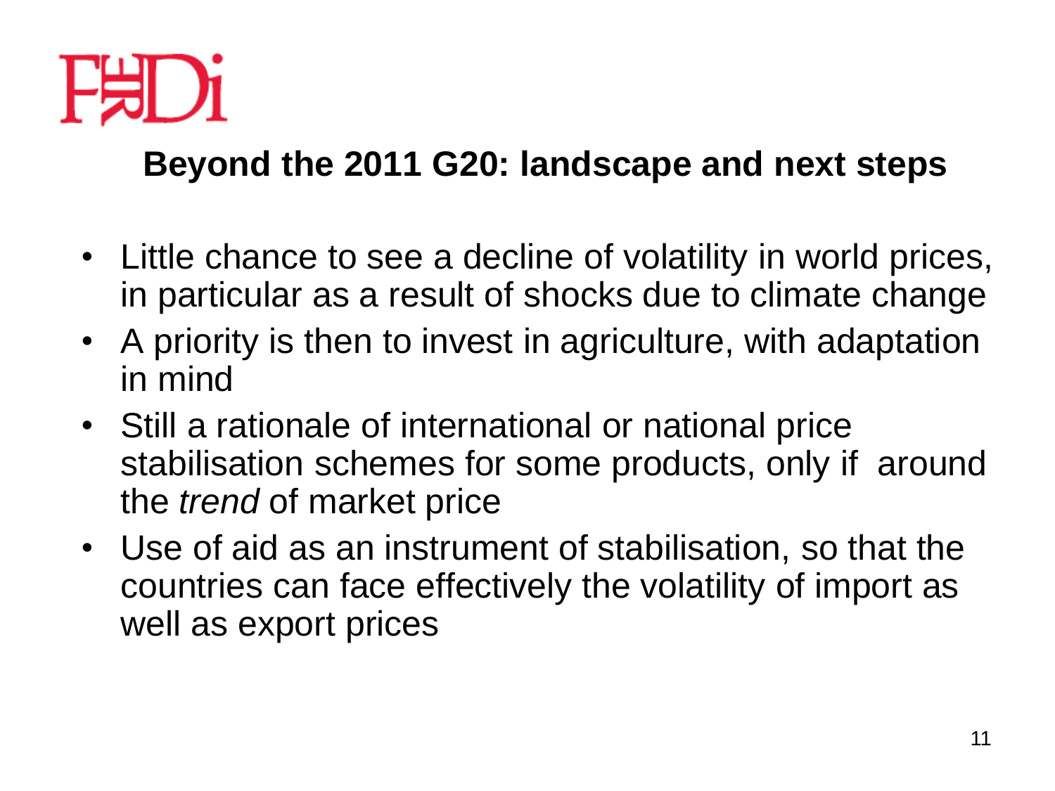## Beyond the 2011 G20: landscape and next steps

- Little chance to see a decline of volatility in world prices, in particular as a result of shocks due to climate change
- A priority is then to invest in agriculture, with adaptation in mind
- Still a rationale of international or national price stabilisation schemes for some products, only if around the *trend* of market price
- Use of aid as an instrument of stabilisation, so that the countries can face effectively the volatility of import as well as export prices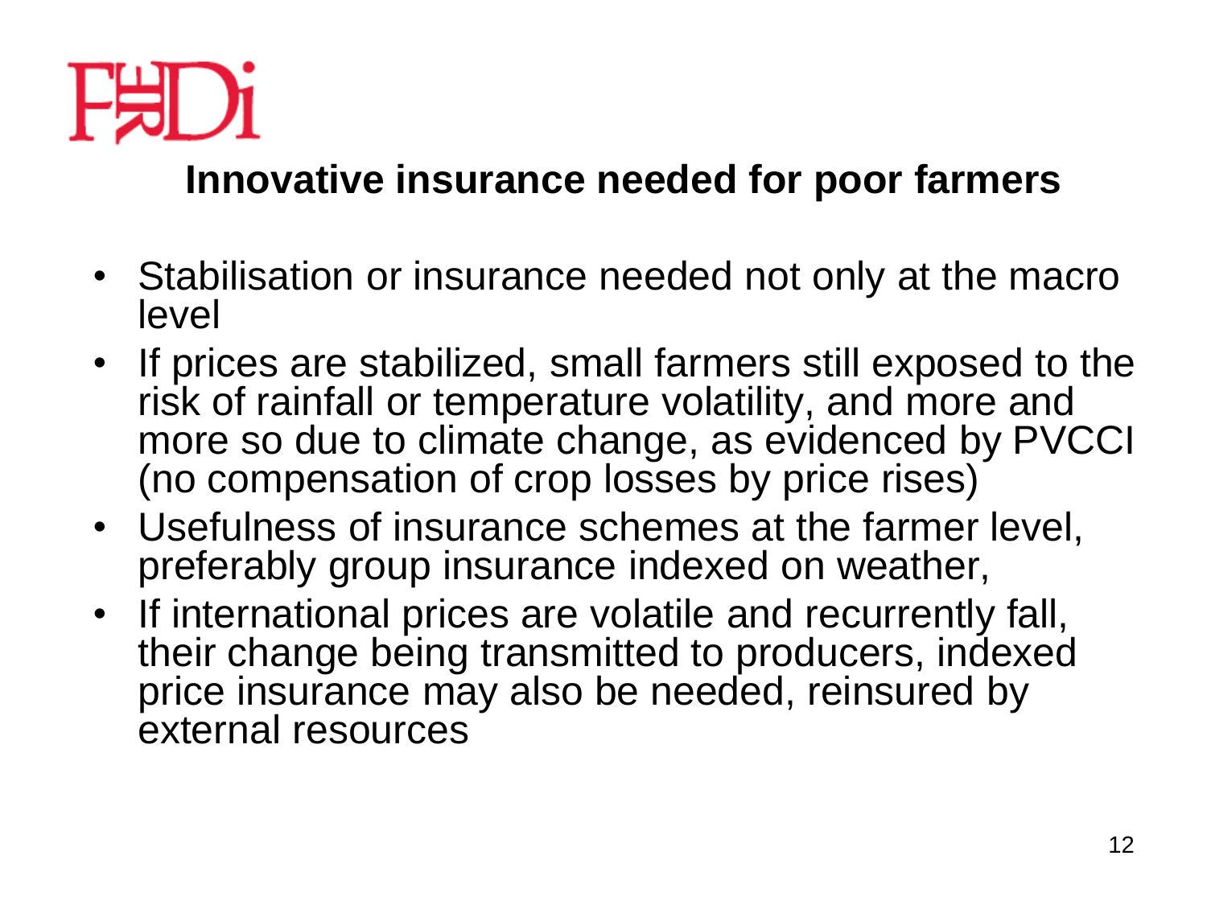## Innovative insurance needed for poor farmers

- Stabilisation or insurance needed not only at the macro level
- If prices are stabilized, small farmers still exposed to the risk of rainfall or temperature volatility, and more and more so due to climate change, as evidenced by PVCCI (no compensation of crop losses by price rises)
- Usefulness of insurance schemes at the farmer level, preferably group insurance indexed on weather,
- If international prices are volatile and recurrently fall, their change being transmitted to producers, indexed price insurance may also be needed, reinsured by external resources